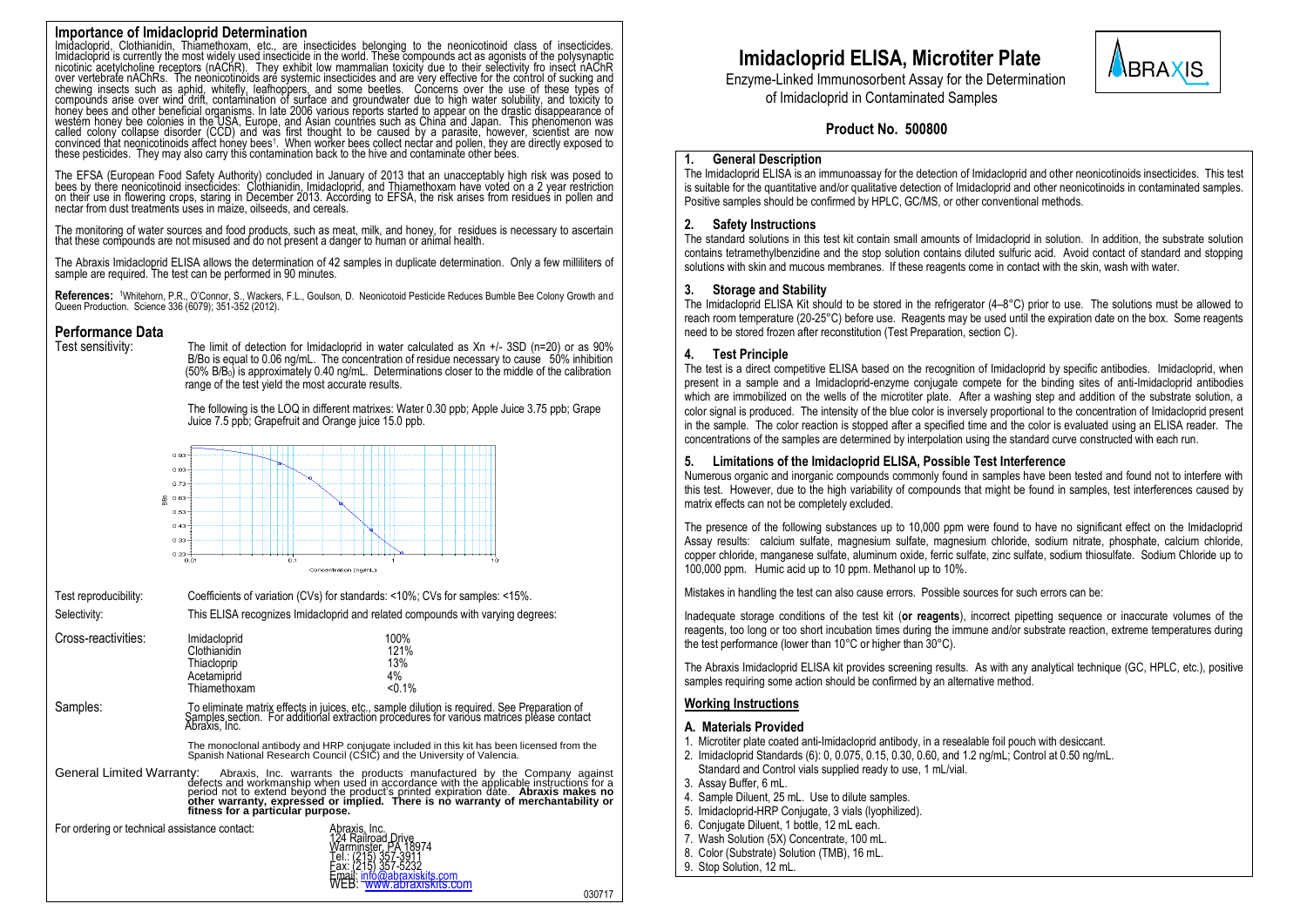## Importance of Imidacloprid Determination

Imidacloprid, Clothianidin, Thiamethoxam, etc., are insecticides belonging to the neonicotinoid class of insecticides. Imidacloprid is currently the most widely used insecticide in the world. These compounds act as agonists of the polysynaptic nicotinic acetylcholine receptors (nAChR). They exhibit low mammalian toxicity due to their selectivity fro insect nAChR over vertebrate nAChRs. The neonicotinoids are systemic insecticides and are very effective for the control of sucking and chewing insects such as aphid, whitefly, leafhoppers, and some beetles. Concerns over the use of these types of compounds arise over wind drift, contamination of surface and groundwater due to high water solubility, and toxicity to honey bees and other beneficial organisms. In late 2006 various reports started to appear on the drastic disappearance of western honey bee colonies in the USA, Europe, and Asian countries such as China and Japan. This phenomenon was called colony collapse disorder (CCD) and was first thought to be caused by a parasite, however, scientist are now convinced that neonicotinoids affect honey bees[1]. When worker bees collect nectar and pollen, they are directly exposed to these pesticides. They may also carry this contamination back to the hive and contaminate other bees.

The EFSA (European Food Safety Authority) concluded in January of 2013 that an unacceptably high risk was posed to bees by there neonicotinoid insecticides: Clothianidin, Imidacloprid, and Thiamethoxam have voted on a 2 year restriction on their use in flowering crops, staring in December 2013. According to EFSA, the risk arises from residues in pollen and nectar from dust treatments uses in maize, oilseeds, and cereals.

The monitoring of water sources and food products, such as meat, milk, and honey, for residues is necessary to ascertain that these compounds are not misused and do not present a danger to human or animal health.

The Abraxis Imidacloprid ELISA allows the determination of 42 samples in duplicate determination. Only a few milliliters of sample are required. The test can be performed in 90 minutes.

**References:** [1]Whitehorn, P.R., O'Connor, S., Wackers, F.L., Goulson, D. Neonicotoid Pesticide Reduces Bumble Bee Colony Growth and Queen Production. Science 336 (6079); 351-352 (2012).

## Performance Data

Test sensitivity: The limit of detection for Imidacloprid in water calculated as Xn +/- 3SD (n=20) or as 90% B/Bo is equal to 0.06 ng/mL. The concentration of residue necessary to cause 50% inhibition (50% $B/B_0$) is approximately 0.40 ng/mL. Determinations closer to the middle of the calibration range of the test yield the most accurate results.

The following is the LOQ in different matrixes: Water 0.30 ppb; Apple Juice 3.75 ppb; Grape Juice 7.5 ppb; Grapefruit and Orange juice 15.0 ppb.

Test reproducibility: Coefficients of variation (CVs) for standards: <10%; CVs for samples: <15%.

Selectivity: This ELISA recognizes Imidacloprid and related compounds with varying degrees:

Cross-reactivities:

| Compound | Cross-reactivity |
|---|---|
| Imidacloprid | 100% |
| Clothianidin | 121% |
| Thiacloprip | 13% |
| Acetamiprid | 4% |
| Thiamethoxam | <0.1% |

Samples: To eliminate matrix effects in juices, etc., sample dilution is required. See Preparation of Samples section. For additional extraction procedures for various matrices please contact Abraxis, Inc.

The monoclonal antibody and HRP conjugate included in this kit has been licensed from the Spanish National Research Council (CSIC) and the University of Valencia.

General Limited Warranty: Abraxis, Inc. warrants the products manufactured by the Company against defects and workmanship when used in accordance with the applicable instructions for a period not to extend beyond the product's printed expiration date. **Abraxis makes no other warranty, expressed or implied. There is no warranty of merchantability or fitness for a particular purpose.**

For ordering or technical assistance contact:

Abraxis, Inc.
124 Railroad Drive
Warminster, PA 18974
Tel.: (215) 357-3911
Fax: (215) 357-5232
Email: info@abraxiskits.com
WEB: www.abraxiskits.com

030717

# Imidacloprid ELISA, Microtiter Plate

Enzyme-Linked Immunosorbent Assay for the Determination of Imidacloprid in Contaminated Samples

**Product No. 500800**

### 1. General Description

The Imidacloprid ELISA is an immunoassay for the detection of Imidacloprid and other neonicotinoids insecticides. This test is suitable for the quantitative and/or qualitative detection of Imidacloprid and other neonicotinoids in contaminated samples. Positive samples should be confirmed by HPLC, GC/MS, or other conventional methods.

### 2. Safety Instructions

The standard solutions in this test kit contain small amounts of Imidacloprid in solution. In addition, the substrate solution contains tetramethylbenzidine and the stop solution contains diluted sulfuric acid. Avoid contact of standard and stopping solutions with skin and mucous membranes. If these reagents come in contact with the skin, wash with water.

### 3. Storage and Stability

The Imidacloprid ELISA Kit should to be stored in the refrigerator (4–8°C) prior to use. The solutions must be allowed to reach room temperature (20-25°C) before use. Reagents may be used until the expiration date on the box. Some reagents need to be stored frozen after reconstitution (Test Preparation, section C).

### 4. Test Principle

The test is a direct competitive ELISA based on the recognition of Imidacloprid by specific antibodies. Imidacloprid, when present in a sample and a Imidacloprid-enzyme conjugate compete for the binding sites of anti-Imidacloprid antibodies which are immobilized on the wells of the microtiter plate. After a washing step and addition of the substrate solution, a color signal is produced. The intensity of the blue color is inversely proportional to the concentration of Imidacloprid present in the sample. The color reaction is stopped after a specified time and the color is evaluated using an ELISA reader. The concentrations of the samples are determined by interpolation using the standard curve constructed with each run.

### 5. Limitations of the Imidacloprid ELISA, Possible Test Interference

Numerous organic and inorganic compounds commonly found in samples have been tested and found not to interfere with this test. However, due to the high variability of compounds that might be found in samples, test interferences caused by matrix effects can not be completely excluded.

The presence of the following substances up to 10,000 ppm were found to have no significant effect on the Imidacloprid Assay results: calcium sulfate, magnesium sulfate, magnesium chloride, sodium nitrate, phosphate, calcium chloride, copper chloride, manganese sulfate, aluminum oxide, ferric sulfate, zinc sulfate, sodium thiosulfate. Sodium Chloride up to 100,000 ppm. Humic acid up to 10 ppm. Methanol up to 10%.

Mistakes in handling the test can also cause errors. Possible sources for such errors can be:

Inadequate storage conditions of the test kit (**or reagents**), incorrect pipetting sequence or inaccurate volumes of the reagents, too long or too short incubation times during the immune and/or substrate reaction, extreme temperatures during the test performance (lower than 10°C or higher than 30°C).

The Abraxis Imidacloprid ELISA kit provides screening results. As with any analytical technique (GC, HPLC, etc.), positive samples requiring some action should be confirmed by an alternative method.

## Working Instructions

### A. Materials Provided

1. Microtiter plate coated anti-Imidacloprid antibody, in a resealable foil pouch with desiccant.
2. Imidacloprid Standards (6): 0, 0.075, 0.15, 0.30, 0.60, and 1.2 ng/mL; Control at 0.50 ng/mL. Standard and Control vials supplied ready to use, 1 mL/vial.
3. Assay Buffer, 6 mL.
4. Sample Diluent, 25 mL. Use to dilute samples.
5. Imidacloprid-HRP Conjugate, 3 vials (lyophilized).
6. Conjugate Diluent, 1 bottle, 12 mL each.
7. Wash Solution (5X) Concentrate, 100 mL.
8. Color (Substrate) Solution (TMB), 16 mL.
9. Stop Solution, 12 mL.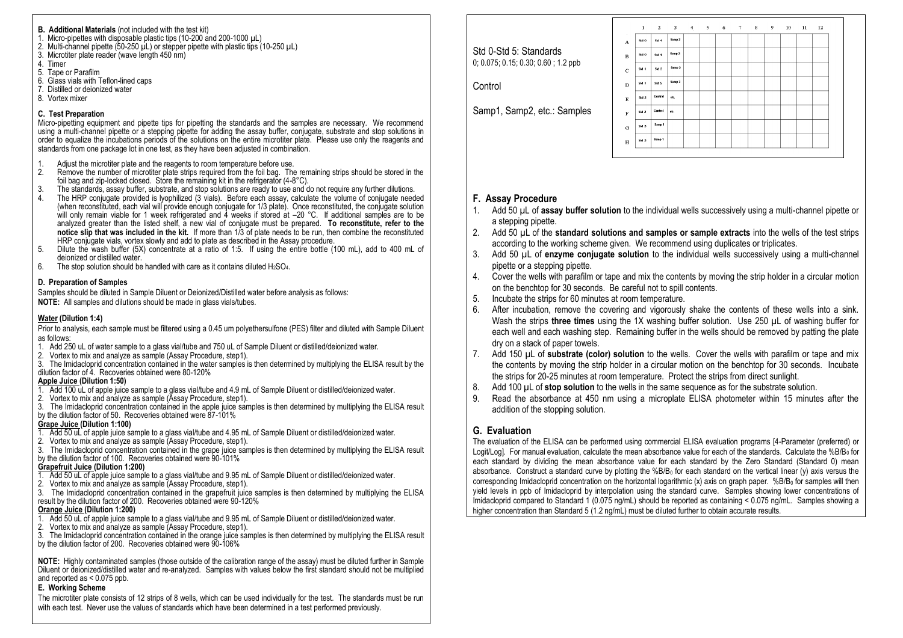**B. Additional Materials** (not included with the test kit)

1. Micro-pipettes with disposable plastic tips (10-200 and 200-1000 µL)
2. Multi-channel pipette (50-250 µL) or stepper pipette with plastic tips (10-250 µL)
3. Microtiter plate reader (wave length 450 nm)
4. Timer
5. Tape or Parafilm
6. Glass vials with Teflon-lined caps
7. Distilled or deionized water
8. Vortex mixer

**C. Test Preparation**

Micro-pipetting equipment and pipette tips for pipetting the standards and the samples are necessary. We recommend using a multi-channel pipette or a stepping pipette for adding the assay buffer, conjugate, substrate and stop solutions in order to equalize the incubations periods of the solutions on the entire microtiter plate. Please use only the reagents and standards from one package lot in one test, as they have been adjusted in combination.

1. Adjust the microtiter plate and the reagents to room temperature before use.
2. Remove the number of microtiter plate strips required from the foil bag. The remaining strips should be stored in the foil bag and zip-locked closed. Store the remaining kit in the refrigerator (4-8°C).
3. The standards, assay buffer, substrate, and stop solutions are ready to use and do not require any further dilutions.
4. The HRP conjugate provided is lyophilized (3 vials). Before each assay, calculate the volume of conjugate needed (when reconstituted, each vial will provide enough conjugate for 1/3 plate). Once reconstituted, the conjugate solution will only remain viable for 1 week refrigerated and 4 weeks if stored at –20 °C. If additional samples are to be analyzed greater than the listed shelf, a new vial of conjugate must be prepared. **To reconstitute, refer to the notice slip that was included in the kit.** If more than 1/3 of plate needs to be run, then combine the reconstituted HRP conjugate vials, vortex slowly and add to plate as described in the Assay procedure.
5. Dilute the wash buffer (5X) concentrate at a ratio of 1:5. If using the entire bottle (100 mL), add to 400 mL of deionized or distilled water.
6. The stop solution should be handled with care as it contains diluted $H_2SO_4$.

**D. Preparation of Samples**

Samples should be diluted in Sample Diluent or Deionized/Distilled water before analysis as follows:
**NOTE:** All samples and dilutions should be made in glass vials/tubes.

**Water (Dilution 1:4)**

Prior to analysis, each sample must be filtered using a 0.45 um polyethersulfone (PES) filter and diluted with Sample Diluent as follows:

1. Add 250 uL of water sample to a glass vial/tube and 750 uL of Sample Diluent or distilled/deionized water.
2. Vortex to mix and analyze as sample (Assay Procedure, step1).
3. The Imidacloprid concentration contained in the water samples is then determined by multiplying the ELISA result by the dilution factor of 4. Recoveries obtained were 80-120%

**Apple Juice (Dilution 1:50)**

1. Add 100 uL of apple juice sample to a glass vial/tube and 4.9 mL of Sample Diluent or distilled/deionized water.
2. Vortex to mix and analyze as sample (Assay Procedure, step1).
3. The Imidacloprid concentration contained in the apple juice samples is then determined by multiplying the ELISA result by the dilution factor of 50. Recoveries obtained were 87-101%

**Grape Juice (Dilution 1:100)**

1. Add 50 uL of apple juice sample to a glass vial/tube and 4.95 mL of Sample Diluent or distilled/deionized water.
2. Vortex to mix and analyze as sample (Assay Procedure, step1).
3. The Imidacloprid concentration contained in the grape juice samples is then determined by multiplying the ELISA result by the dilution factor of 100. Recoveries obtained were 90-101%

**Grapefruit Juice (Dilution 1:200)**

1. Add 50 uL of apple juice sample to a glass vial/tube and 9.95 mL of Sample Diluent or distilled/deionized water.
2. Vortex to mix and analyze as sample (Assay Procedure, step1).
3. The Imidacloprid concentration contained in the grapefruit juice samples is then determined by multiplying the ELISA result by the dilution factor of 200. Recoveries obtained were 90-120%

**Orange Juice (Dilution 1:200)**

1. Add 50 uL of apple juice sample to a glass vial/tube and 9.95 mL of Sample Diluent or distilled/deionized water.
2. Vortex to mix and analyze as sample (Assay Procedure, step1).
3. The Imidacloprid concentration contained in the orange juice samples is then determined by multiplying the ELISA result by the dilution factor of 200. Recoveries obtained were 90-106%

**NOTE:** Highly contaminated samples (those outside of the calibration range of the assay) must be diluted further in Sample Diluent or deionized/distilled water and re-analyzed. Samples with values below the first standard should not be multiplied and reported as < 0.075 ppb.

**E. Working Scheme**

The microtiter plate consists of 12 strips of 8 wells, which can be used individually for the test. The standards must be run with each test. Never use the values of standards which have been determined in a test performed previously.

Std 0-Std 5: Standards
0; 0.075; 0.15; 0.30; 0.60 ; 1.2 ppb

Control

Samp1, Samp2, etc.: Samples

| | 1 | 2 | 3 | 4 | 5 | 6 | 7 | 8 | 9 | 10 | 11 | 12 |
|---|---|---|---|---|---|---|---|---|---|---|---|---|
| A | Std 0 | Std 4 | Samp 2 | | | | | | | | | |
| B | Std 0 | Std 4 | Samp 2 | | | | | | | | | |
| C | Std 1 | Std 5 | Samp 3 | | | | | | | | | |
| D | Std 1 | Std 5 | Samp 3 | | | | | | | | | |
| E | Std 2 | Control | etc. | | | | | | | | | |
| F | Std 2 | Control | etc. | | | | | | | | | |
| G | Std 3 | Samp 1 | | | | | | | | | | |
| H | Std 3 | Samp 1 | | | | | | | | | | |

**F. Assay Procedure**

1. Add 50 µL of **assay buffer solution** to the individual wells successively using a multi-channel pipette or a stepping pipette.
2. Add 50 µL of the **standard solutions and samples or sample extracts** into the wells of the test strips according to the working scheme given. We recommend using duplicates or triplicates.
3. Add 50 µL of **enzyme conjugate solution** to the individual wells successively using a multi-channel pipette or a stepping pipette.
4. Cover the wells with parafilm or tape and mix the contents by moving the strip holder in a circular motion on the benchtop for 30 seconds. Be careful not to spill contents.
5. Incubate the strips for 60 minutes at room temperature.
6. After incubation, remove the covering and vigorously shake the contents of these wells into a sink. Wash the strips **three times** using the 1X washing buffer solution. Use 250 µL of washing buffer for each well and each washing step. Remaining buffer in the wells should be removed by patting the plate dry on a stack of paper towels.
7. Add 150 µL of **substrate (color) solution** to the wells. Cover the wells with parafilm or tape and mix the contents by moving the strip holder in a circular motion on the benchtop for 30 seconds. Incubate the strips for 20-25 minutes at room temperature. Protect the strips from direct sunlight.
8. Add 100 µL of **stop solution** to the wells in the same sequence as for the substrate solution.
9. Read the absorbance at 450 nm using a microplate ELISA photometer within 15 minutes after the addition of the stopping solution.

**G. Evaluation**

The evaluation of the ELISA can be performed using commercial ELISA evaluation programs [4-Parameter (preferred) or Logit/Log]. For manual evaluation, calculate the mean absorbance value for each of the standards. Calculate the $\%B/B_0$ for each standard by dividing the mean absorbance value for each standard by the Zero Standard (Standard 0) mean absorbance. Construct a standard curve by plotting the $\%B/B_0$ for each standard on the vertical linear (y) axis versus the corresponding Imidacloprid concentration on the horizontal logarithmic (x) axis on graph paper. $\%B/B_0$ for samples will then yield levels in ppb of Imidacloprid by interpolation using the standard curve. Samples showing lower concentrations of Imidacloprid compared to Standard 1 (0.075 ng/mL) should be reported as containing < 0.075 ng/mL. Samples showing a higher concentration than Standard 5 (1.2 ng/mL) must be diluted further to obtain accurate results.